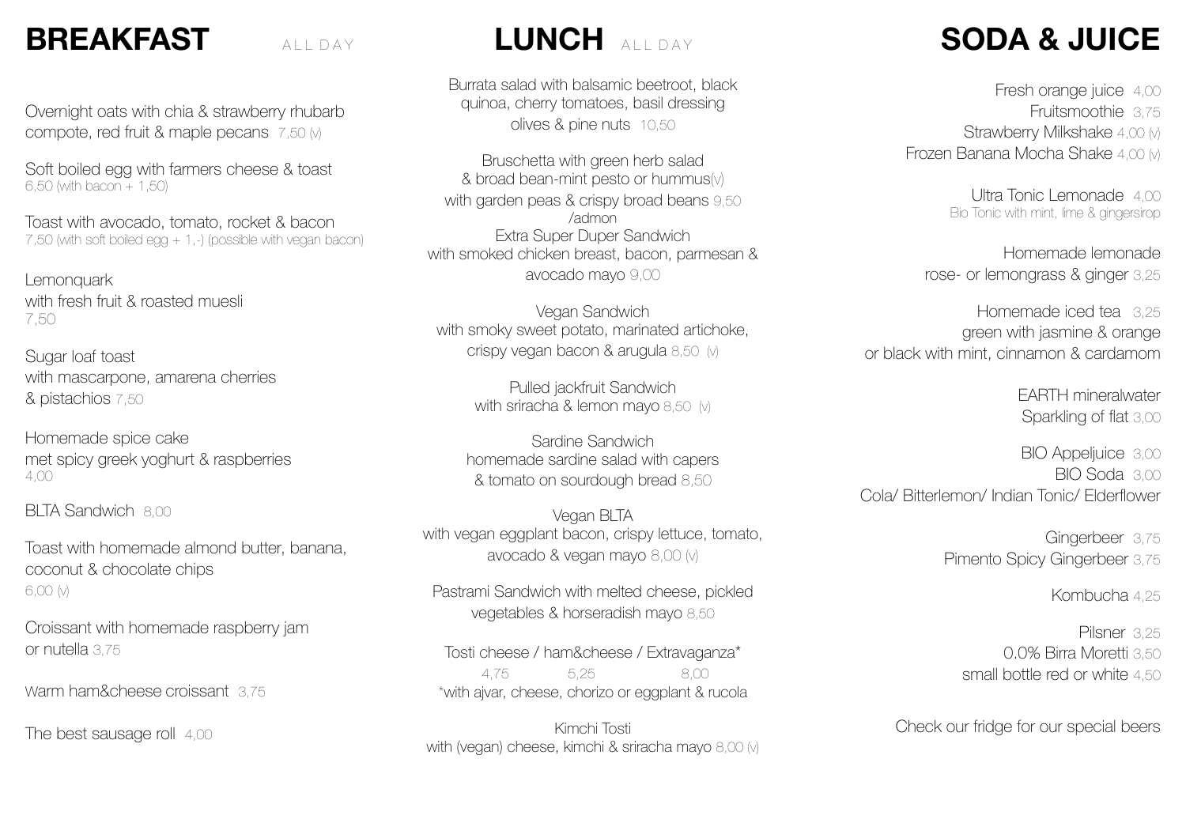## BREAKFAST ALL DAY

Overnight oats with chia & strawberry rhubarb compote, red fruit & maple pecans 7,50 (v)

Soft boiled egg with farmers cheese & toast
6,50 (with bacon + 1,50)

Toast with avocado, tomato, rocket & bacon
7,50 (with soft boiled egg + 1,-) (possible with vegan bacon)

Lemonquark
with fresh fruit & roasted muesli
7,50

Sugar loaf toast
with mascarpone, amarena cherries & pistachios 7,50

Homemade spice cake
met spicy greek yoghurt & raspberries
4,00

BLTA Sandwich 8,00

Toast with homemade almond butter, banana, coconut & chocolate chips
6,00 (v)

Croissant with homemade raspberry jam or nutella 3,75

Warm ham&cheese croissant 3,75

The best sausage roll 4,00

## LUNCH ALL DAY

Burrata salad with balsamic beetroot, black quinoa, cherry tomatoes, basil dressing olives & pine nuts 10,50

Bruschetta with green herb salad & broad bean-mint pesto or hummus(v) with garden peas & crispy broad beans 9,50
/admon

Extra Super Duper Sandwich
with smoked chicken breast, bacon, parmesan & avocado mayo 9,00

Vegan Sandwich
with smoky sweet potato, marinated artichoke, crispy vegan bacon & arugula 8,50 (v)

Pulled jackfruit Sandwich
with sriracha & lemon mayo 8,50 (v)

Sardine Sandwich
homemade sardine salad with capers & tomato on sourdough bread 8,50

Vegan BLTA
with vegan eggplant bacon, crispy lettuce, tomato, avocado & vegan mayo 8,00 (v)

Pastrami Sandwich with melted cheese, pickled vegetables & horseradish mayo 8,50

Tosti cheese / ham&cheese / Extravaganza*
4,75 / 5,25 / 8,00
*with ajvar, cheese, chorizo or eggplant & rucola

Kimchi Tosti
with (vegan) cheese, kimchi & sriracha mayo 8,00 (v)

## SODA & JUICE

Fresh orange juice 4,00
Fruitsmoothie 3,75
Strawberry Milkshake 4,00 (v)
Frozen Banana Mocha Shake 4,00 (v)

Ultra Tonic Lemonade 4,00
Bio Tonic with mint, lime & gingersirop

Homemade lemonade
rose- or lemongrass & ginger 3,25

Homemade iced tea 3,25
green with jasmine & orange
or black with mint, cinnamon & cardamom

EARTH mineralwater
Sparkling of flat 3,00

BIO Appeljuice 3,00
BIO Soda 3,00
Cola/ Bitterlemon/ Indian Tonic/ Elderflower

Gingerbeer 3,75
Pimento Spicy Gingerbeer 3,75

Kombucha 4,25

Pilsner 3,25
0.0% Birra Moretti 3,50
small bottle red or white 4,50

Check our fridge for our special beers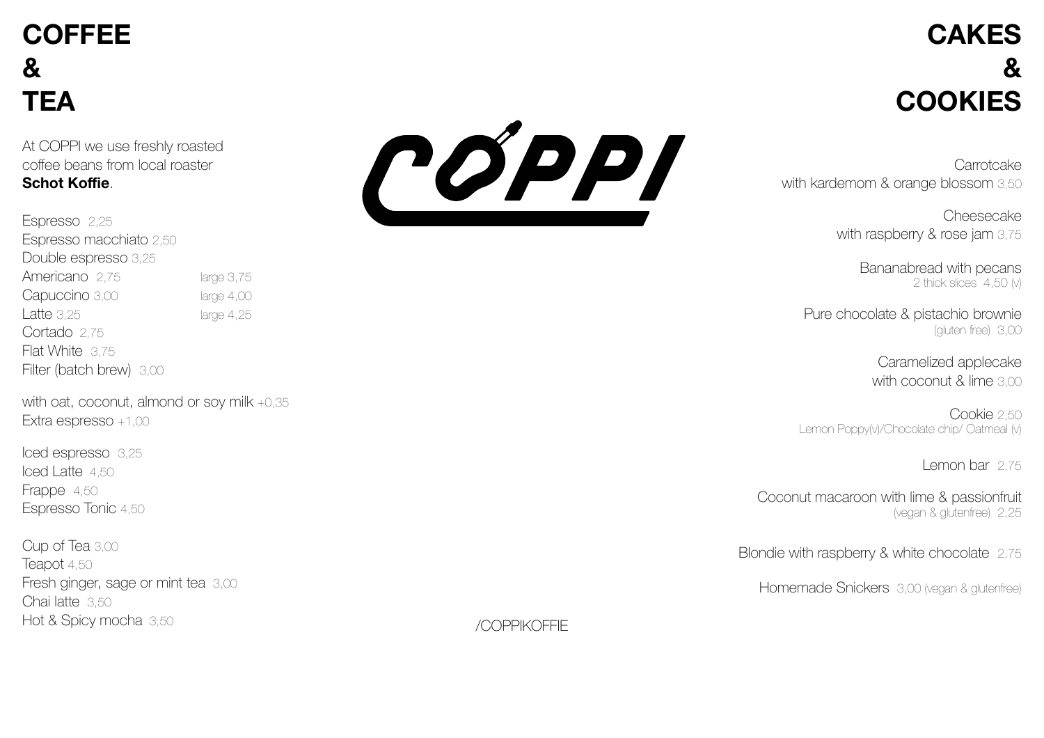# COFFEE & TEA

At COPPI we use freshly roasted coffee beans from local roaster **Schot Koffie**.

Espresso 2,25
Espresso macchiato 2,50
Double espresso 3,25
Americano 2,75 large 3,75
Capuccino 3,00 large 4,00
Latte 3,25 large 4,25
Cortado 2,75
Flat White 3,75
Filter (batch brew) 3,00

with oat, coconut, almond or soy milk +0,35
Extra espresso +1,00

Iced espresso 3,25
Iced Latte 4,50
Frappe 4,50
Espresso Tonic 4,50

Cup of Tea 3,00
Teapot 4,50
Fresh ginger, sage or mint tea 3,00
Chai latte 3,50
Hot & Spicy mocha 3,50

COPPI

/COPPIKOFFIE

# CAKES & COOKIES

Carrotcake
with kardemom & orange blossom 3,50

Cheesecake
with raspberry & rose jam 3,75

Bananabread with pecans
2 thick slices 4,50 (v)

Pure chocolate & pistachio brownie
(gluten free) 3,00

Caramelized applecake
with coconut & lime 3,00

Cookie 2,50
Lemon Poppy(v)/Chocolate chip/ Oatmeal (v)

Lemon bar 2,75

Coconut macaroon with lime & passionfruit
(vegan & glutenfree) 2,25

Blondie with raspberry & white chocolate 2,75

Homemade Snickers 3,00 (vegan & glutenfree)